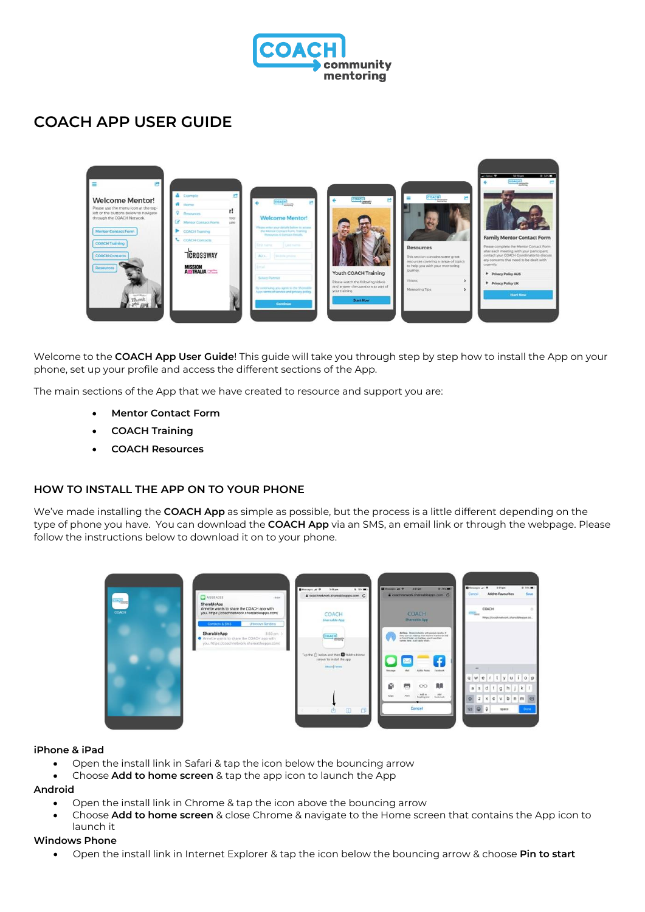# COACH APP USER GUIDE

Welcome to the **COACH App User Guide**! This guide will take you through step by step how to install the App on your phone, set up your profile and access the different sections of the App.

The main sections of the App that we have created to resource and support you are:

- **Mentor Contact Form**
- **COACH Training**
- **COACH Resources**

## HOW TO INSTALL THE APP ON TO YOUR PHONE

We've made installing the **COACH App** as simple as possible, but the process is a little different depending on the type of phone you have. You can download the **COACH App** via an SMS, an email link or through the webpage. Please follow the instructions below to download it on to your phone.

**iPhone & iPad**

- Open the install link in Safari & tap the icon below the bouncing arrow
- Choose **Add to home screen** & tap the app icon to launch the App

**Android**

- Open the install link in Chrome & tap the icon above the bouncing arrow
- Choose **Add to home screen** & close Chrome & navigate to the Home screen that contains the App icon to launch it

**Windows Phone**

- Open the install link in Internet Explorer & tap the icon below the bouncing arrow & choose **Pin to start**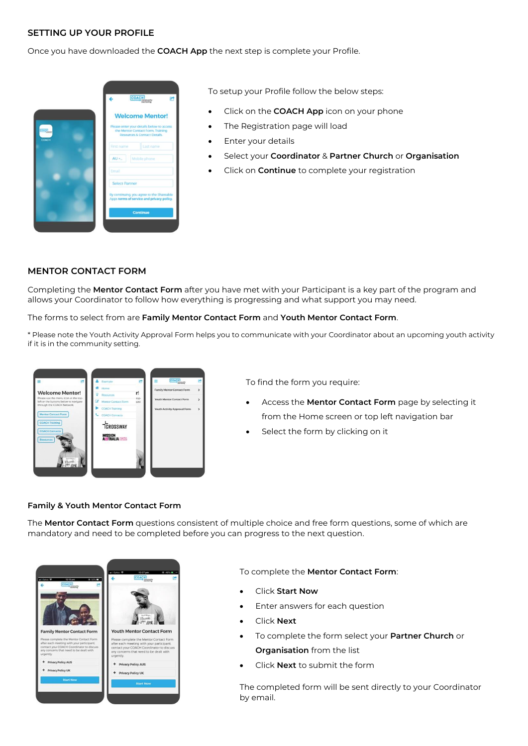## SETTING UP YOUR PROFILE

Once you have downloaded the **COACH App** the next step is complete your Profile.

To setup your Profile follow the below steps:

- Click on the **COACH App** icon on your phone
- The Registration page will load
- Enter your details
- Select your **Coordinator** & **Partner Church** or **Organisation**
- Click on **Continue** to complete your registration

## MENTOR CONTACT FORM

Completing the **Mentor Contact Form** after you have met with your Participant is a key part of the program and allows your Coordinator to follow how everything is progressing and what support you may need.

The forms to select from are **Family Mentor Contact Form** and **Youth Mentor Contact Form**.

* Please note the Youth Activity Approval Form helps you to communicate with your Coordinator about an upcoming youth activity if it is in the community setting.

To find the form you require:

- Access the **Mentor Contact Form** page by selecting it from the Home screen or top left navigation bar
- Select the form by clicking on it

### Family & Youth Mentor Contact Form

The **Mentor Contact Form** questions consistent of multiple choice and free form questions, some of which are mandatory and need to be completed before you can progress to the next question.

To complete the **Mentor Contact Form**:

- Click **Start Now**
- Enter answers for each question
- Click **Next**
- To complete the form select your **Partner Church** or **Organisation** from the list
- Click **Next** to submit the form

The completed form will be sent directly to your Coordinator by email.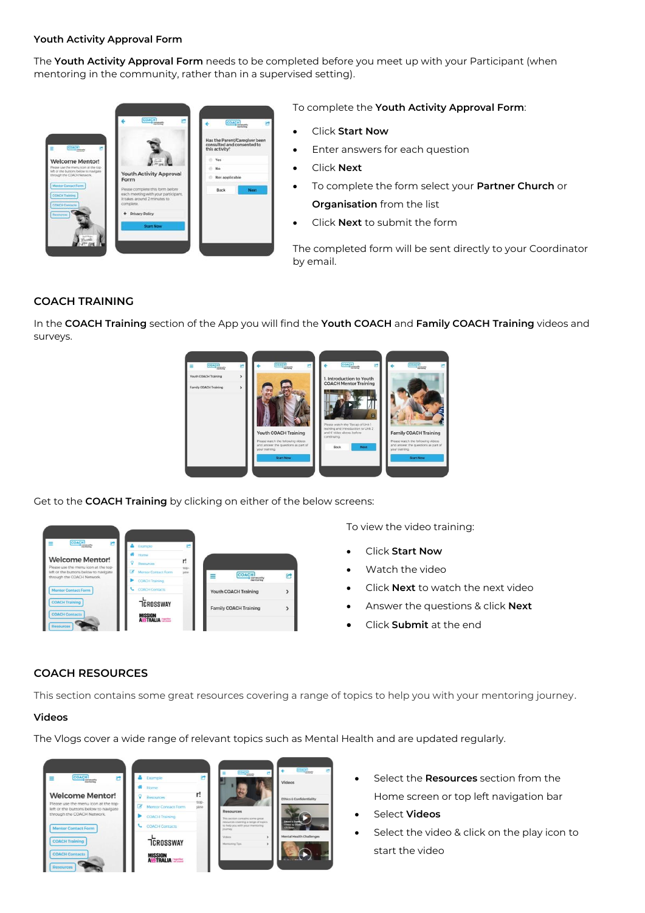**Youth Activity Approval Form**

The **Youth Activity Approval Form** needs to be completed before you meet up with your Participant (when mentoring in the community, rather than in a supervised setting).

To complete the **Youth Activity Approval Form**:

- Click **Start Now**
- Enter answers for each question
- Click **Next**
- To complete the form select your **Partner Church** or **Organisation** from the list
- Click **Next** to submit the form

The completed form will be sent directly to your Coordinator by email.

## COACH TRAINING

In the **COACH Training** section of the App you will find the **Youth COACH** and **Family COACH Training** videos and surveys.

Get to the **COACH Training** by clicking on either of the below screens:

To view the video training:

- Click **Start Now**
- Watch the video
- Click **Next** to watch the next video
- Answer the questions & click **Next**
- Click **Submit** at the end

## COACH RESOURCES

This section contains some great resources covering a range of topics to help you with your mentoring journey.

**Videos**

The Vlogs cover a wide range of relevant topics such as Mental Health and are updated regularly.

- Select the **Resources** section from the Home screen or top left navigation bar
- Select **Videos**
- Select the video & click on the play icon to start the video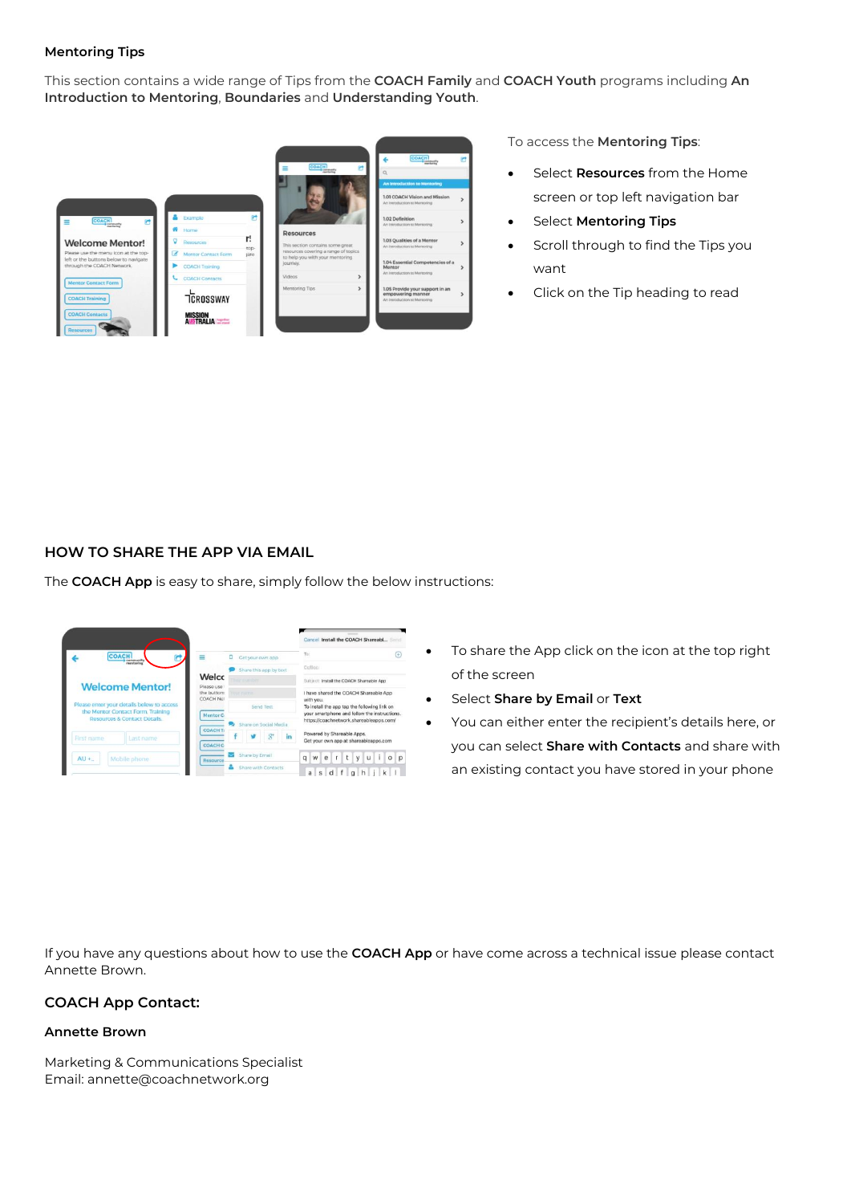### Mentoring Tips

This section contains a wide range of Tips from the **COACH Family** and **COACH Youth** programs including **An Introduction to Mentoring**, **Boundaries** and **Understanding Youth**.

To access the **Mentoring Tips**:

- Select **Resources** from the Home screen or top left navigation bar
- Select **Mentoring Tips**
- Scroll through to find the Tips you want
- Click on the Tip heading to read

## HOW TO SHARE THE APP VIA EMAIL

The **COACH App** is easy to share, simply follow the below instructions:

- To share the App click on the icon at the top right of the screen
- Select **Share by Email** or **Text**
- You can either enter the recipient's details here, or you can select **Share with Contacts** and share with an existing contact you have stored in your phone

If you have any questions about how to use the **COACH App** or have come across a technical issue please contact Annette Brown.

### COACH App Contact:

**Annette Brown**

Marketing & Communications Specialist
Email: annette@coachnetwork.org